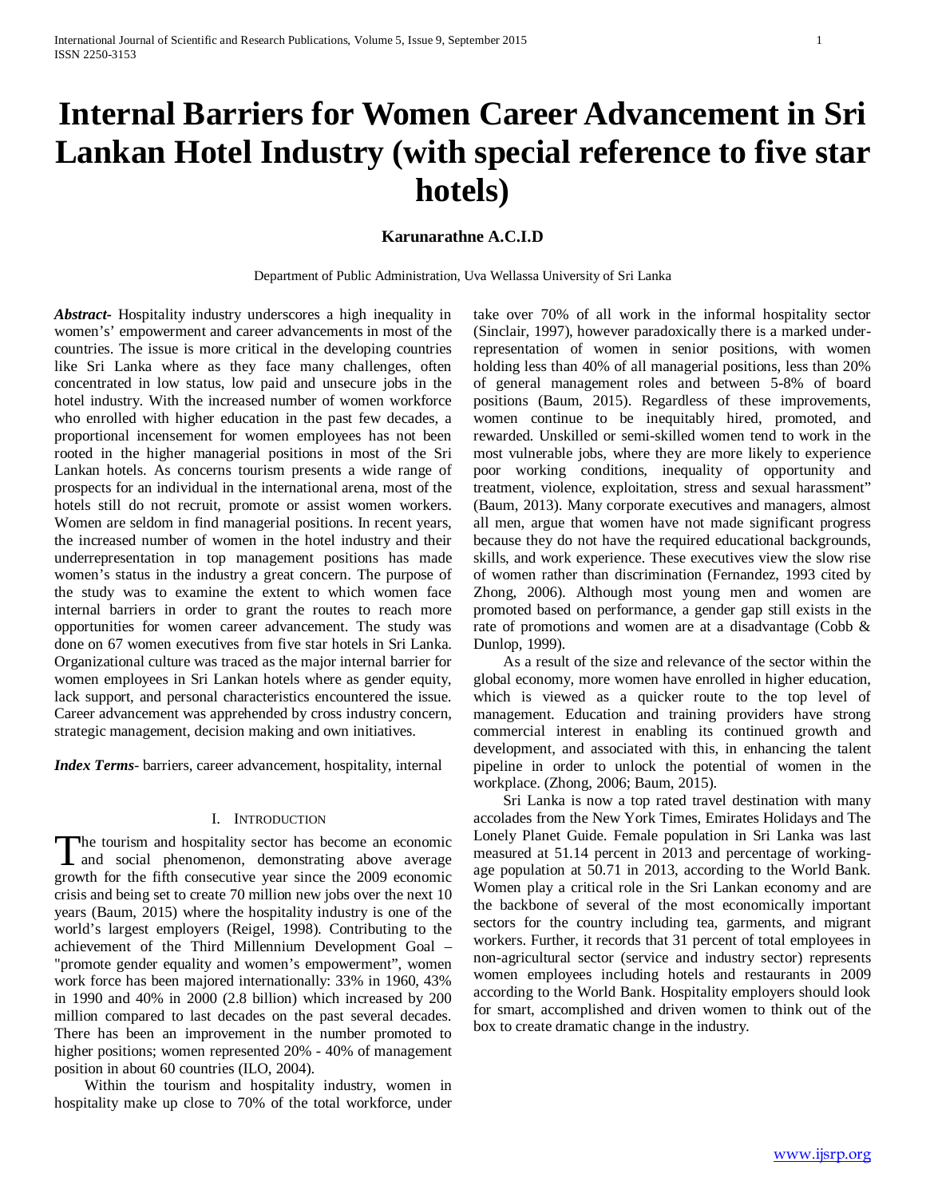// Internal Barriers for Women Career Advancement in Sri Lankan Hotel Industry (with special reference to five star hotels)

**Karunarathne A.C.I.D**

Department of Public Administration, Uva Wellassa University of Sri Lanka

***Abstract***- Hospitality industry underscores a high inequality in women's' empowerment and career advancements in most of the countries. The issue is more critical in the developing countries like Sri Lanka where as they face many challenges, often concentrated in low status, low paid and unsecure jobs in the hotel industry. With the increased number of women workforce who enrolled with higher education in the past few decades, a proportional incensement for women employees has not been rooted in the higher managerial positions in most of the Sri Lankan hotels. As concerns tourism presents a wide range of prospects for an individual in the international arena, most of the hotels still do not recruit, promote or assist women workers. Women are seldom in find managerial positions. In recent years, the increased number of women in the hotel industry and their underrepresentation in top management positions has made women's status in the industry a great concern. The purpose of the study was to examine the extent to which women face internal barriers in order to grant the routes to reach more opportunities for women career advancement. The study was done on 67 women executives from five star hotels in Sri Lanka. Organizational culture was traced as the major internal barrier for women employees in Sri Lankan hotels where as gender equity, lack support, and personal characteristics encountered the issue. Career advancement was apprehended by cross industry concern, strategic management, decision making and own initiatives.

***Index Terms***- barriers, career advancement, hospitality, internal

## I. Introduction

The tourism and hospitality sector has become an economic and social phenomenon, demonstrating above average growth for the fifth consecutive year since the 2009 economic crisis and being set to create 70 million new jobs over the next 10 years (Baum, 2015) where the hospitality industry is one of the world's largest employers (Reigel, 1998). Contributing to the achievement of the Third Millennium Development Goal – "promote gender equality and women's empowerment", women work force has been majored internationally: 33% in 1960, 43% in 1990 and 40% in 2000 (2.8 billion) which increased by 200 million compared to last decades on the past several decades. There has been an improvement in the number promoted to higher positions; women represented 20% - 40% of management position in about 60 countries (ILO, 2004).

Within the tourism and hospitality industry, women in hospitality make up close to 70% of the total workforce, under take over 70% of all work in the informal hospitality sector (Sinclair, 1997), however paradoxically there is a marked under-representation of women in senior positions, with women holding less than 40% of all managerial positions, less than 20% of general management roles and between 5-8% of board positions (Baum, 2015). Regardless of these improvements, women continue to be inequitably hired, promoted, and rewarded. Unskilled or semi-skilled women tend to work in the most vulnerable jobs, where they are more likely to experience poor working conditions, inequality of opportunity and treatment, violence, exploitation, stress and sexual harassment" (Baum, 2013). Many corporate executives and managers, almost all men, argue that women have not made significant progress because they do not have the required educational backgrounds, skills, and work experience. These executives view the slow rise of women rather than discrimination (Fernandez, 1993 cited by Zhong, 2006). Although most young men and women are promoted based on performance, a gender gap still exists in the rate of promotions and women are at a disadvantage (Cobb & Dunlop, 1999).

As a result of the size and relevance of the sector within the global economy, more women have enrolled in higher education, which is viewed as a quicker route to the top level of management. Education and training providers have strong commercial interest in enabling its continued growth and development, and associated with this, in enhancing the talent pipeline in order to unlock the potential of women in the workplace. (Zhong, 2006; Baum, 2015).

Sri Lanka is now a top rated travel destination with many accolades from the New York Times, Emirates Holidays and The Lonely Planet Guide. Female population in Sri Lanka was last measured at 51.14 percent in 2013 and percentage of working-age population at 50.71 in 2013, according to the World Bank. Women play a critical role in the Sri Lankan economy and are the backbone of several of the most economically important sectors for the country including tea, garments, and migrant workers. Further, it records that 31 percent of total employees in non-agricultural sector (service and industry sector) represents women employees including hotels and restaurants in 2009 according to the World Bank. Hospitality employers should look for smart, accomplished and driven women to think out of the box to create dramatic change in the industry.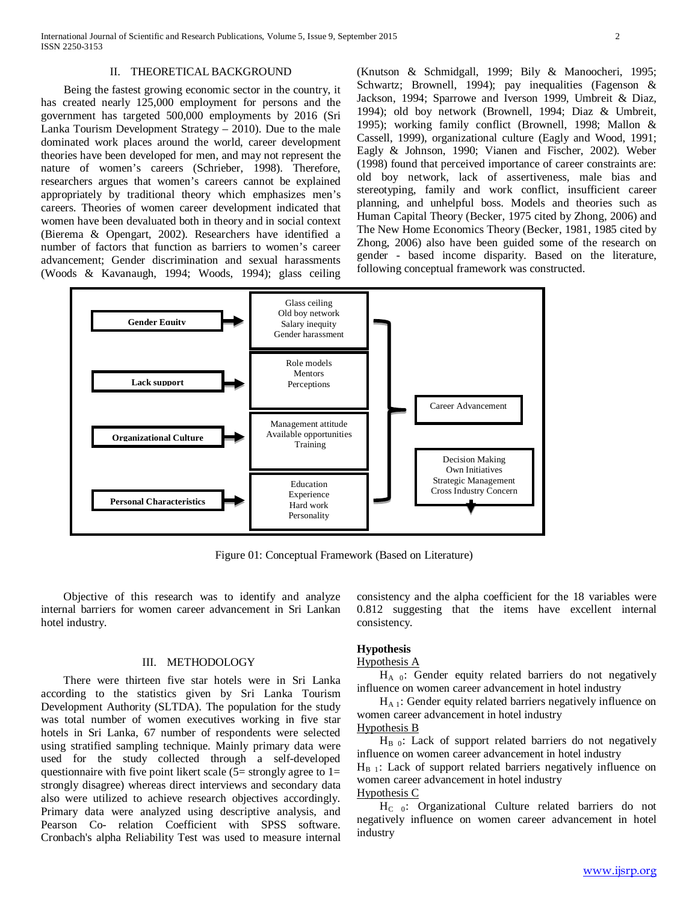## II. THEORETICAL BACKGROUND

Being the fastest growing economic sector in the country, it has created nearly 125,000 employment for persons and the government has targeted 500,000 employments by 2016 (Sri Lanka Tourism Development Strategy – 2010). Due to the male dominated work places around the world, career development theories have been developed for men, and may not represent the nature of women's careers (Schrieber, 1998). Therefore, researchers argues that women's careers cannot be explained appropriately by traditional theory which emphasizes men's careers. Theories of women career development indicated that women have been devaluated both in theory and in social context (Bierema & Opengart, 2002). Researchers have identified a number of factors that function as barriers to women's career advancement; Gender discrimination and sexual harassments (Woods & Kavanaugh, 1994; Woods, 1994); glass ceiling (Knutson & Schmidgall, 1999; Bily & Manoocheri, 1995; Schwartz; Brownell, 1994); pay inequalities (Fagenson & Jackson, 1994; Sparrowe and Iverson 1999, Umbreit & Diaz, 1994); old boy network (Brownell, 1994; Diaz & Umbreit, 1995); working family conflict (Brownell, 1998; Mallon & Cassell, 1999), organizational culture (Eagly and Wood, 1991; Eagly & Johnson, 1990; Vianen and Fischer, 2002). Weber (1998) found that perceived importance of career constraints are: old boy network, lack of assertiveness, male bias and stereotyping, family and work conflict, insufficient career planning, and unhelpful boss. Models and theories such as Human Capital Theory (Becker, 1975 cited by Zhong, 2006) and The New Home Economics Theory (Becker, 1981, 1985 cited by Zhong, 2006) also have been guided some of the research on gender - based income disparity. Based on the literature, following conceptual framework was constructed.

Gender Equity
Glass ceiling
Old boy network
Salary inequity
Gender harassment

Lack support
Role models
Mentors
Perceptions

Organizational Culture
Management attitude
Available opportunities
Training

Personal Characteristics
Education
Experience
Hard work
Personality

Career Advancement

Decision Making
Own Initiatives
Strategic Management
Cross Industry Concern

Figure 01: Conceptual Framework (Based on Literature)

Objective of this research was to identify and analyze internal barriers for women career advancement in Sri Lankan hotel industry.

## III. METHODOLOGY

There were thirteen five star hotels were in Sri Lanka according to the statistics given by Sri Lanka Tourism Development Authority (SLTDA). The population for the study was total number of women executives working in five star hotels in Sri Lanka, 67 number of respondents were selected using stratified sampling technique. Mainly primary data were used for the study collected through a self-developed questionnaire with five point likert scale (5= strongly agree to 1= strongly disagree) whereas direct interviews and secondary data also were utilized to achieve research objectives accordingly. Primary data were analyzed using descriptive analysis, and Pearson Co- relation Coefficient with SPSS software. Cronbach's alpha Reliability Test was used to measure internal consistency and the alpha coefficient for the 18 variables were 0.812 suggesting that the items have excellent internal consistency.

**Hypothesis**

Hypothesis A

$H_{A\ 0}$: Gender equity related barriers do not negatively influence on women career advancement in hotel industry

$H_{A\ 1}$: Gender equity related barriers negatively influence on women career advancement in hotel industry

Hypothesis B

$H_{B\ 0}$: Lack of support related barriers do not negatively influence on women career advancement in hotel industry

$H_{B\ 1}$: Lack of support related barriers negatively influence on women career advancement in hotel industry

Hypothesis C

$H_{C\ 0}$: Organizational Culture related barriers do not negatively influence on women career advancement in hotel industry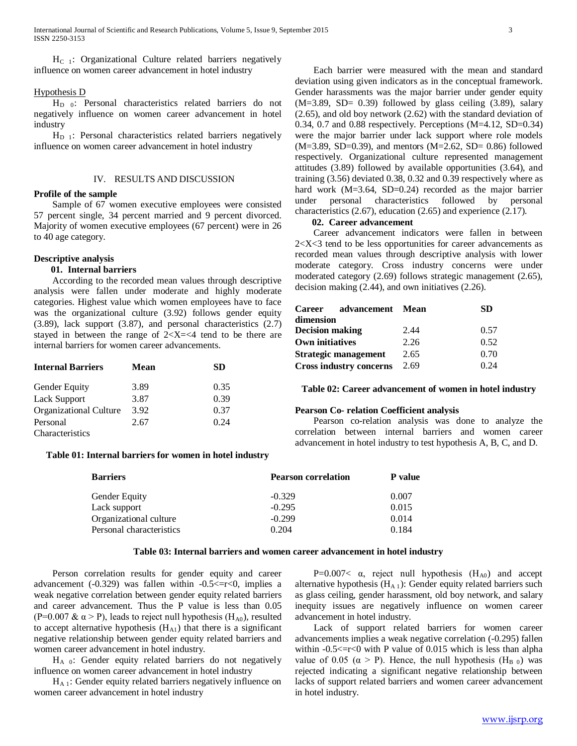$H_{C\ 1}$: Organizational Culture related barriers negatively influence on women career advancement in hotel industry

Hypothesis D

$H_{D\ 0}$: Personal characteristics related barriers do not negatively influence on women career advancement in hotel industry

$H_{D\ 1}$: Personal characteristics related barriers negatively influence on women career advancement in hotel industry

## IV. RESULTS AND DISCUSSION

**Profile of the sample**

Sample of 67 women executive employees were consisted 57 percent single, 34 percent married and 9 percent divorced. Majority of women executive employees (67 percent) were in 26 to 40 age category.

**Descriptive analysis**

**01. Internal barriers**

According to the recorded mean values through descriptive analysis were fallen under moderate and highly moderate categories. Highest value which women employees have to face was the organizational culture (3.92) follows gender equity (3.89), lack support (3.87), and personal characteristics (2.7) stayed in between the range of 2<X=<4 tend to be there are internal barriers for women career advancements.

| Internal Barriers | Mean | SD |
|---|---|---|
| Gender Equity | 3.89 | 0.35 |
| Lack Support | 3.87 | 0.39 |
| Organizational Culture | 3.92 | 0.37 |
| Personal Characteristics | 2.67 | 0.24 |

**Table 01: Internal barriers for women in hotel industry**

Each barrier were measured with the mean and standard deviation using given indicators as in the conceptual framework. Gender harassments was the major barrier under gender equity (M=3.89, SD= 0.39) followed by glass ceiling (3.89), salary (2.65), and old boy network (2.62) with the standard deviation of 0.34, 0.7 and 0.88 respectively. Perceptions (M=4.12, SD=0.34) were the major barrier under lack support where role models (M=3.89, SD=0.39), and mentors (M=2.62, SD= 0.86) followed respectively. Organizational culture represented management attitudes (3.89) followed by available opportunities (3.64), and training (3.56) deviated 0.38, 0.32 and 0.39 respectively where as hard work (M=3.64, SD=0.24) recorded as the major barrier under personal characteristics followed by personal characteristics (2.67), education (2.65) and experience (2.17).

**02. Career advancement**

Career advancement indicators were fallen in between 2<X<3 tend to be less opportunities for career advancements as recorded mean values through descriptive analysis with lower moderate category. Cross industry concerns were under moderated category (2.69) follows strategic management (2.65), decision making (2.44), and own initiatives (2.26).

| Career advancement dimension | Mean | SD |
|---|---|---|
| Decision making | 2.44 | 0.57 |
| Own initiatives | 2.26 | 0.52 |
| Strategic management | 2.65 | 0.70 |
| Cross industry concerns | 2.69 | 0.24 |

**Table 02: Career advancement of women in hotel industry**

**Pearson Co- relation Coefficient analysis**

Pearson co-relation analysis was done to analyze the correlation between internal barriers and women career advancement in hotel industry to test hypothesis A, B, C, and D.

| Barriers | Pearson correlation | P value |
|---|---|---|
| Gender Equity | -0.329 | 0.007 |
| Lack support | -0.295 | 0.015 |
| Organizational culture | -0.299 | 0.014 |
| Personal characteristics | 0.204 | 0.184 |

**Table 03: Internal barriers and women career advancement in hotel industry**

Person correlation results for gender equity and career advancement (-0.329) was fallen within -0.5<=r<0, implies a weak negative correlation between gender equity related barriers and career advancement. Thus the P value is less than 0.05 (P=0.007 & $\alpha$ > P), leads to reject null hypothesis ($H_{A0}$), resulted to accept alternative hypothesis ($H_{A1}$) that there is a significant negative relationship between gender equity related barriers and women career advancement in hotel industry.

$H_{A\ 0}$: Gender equity related barriers do not negatively influence on women career advancement in hotel industry

$H_{A\ 1}$: Gender equity related barriers negatively influence on women career advancement in hotel industry

P=0.007< $\alpha$, reject null hypothesis ($H_{A0}$) and accept alternative hypothesis ($H_{A\ 1}$): Gender equity related barriers such as glass ceiling, gender harassment, old boy network, and salary inequity issues are negatively influence on women career advancement in hotel industry.

Lack of support related barriers for women career advancements implies a weak negative correlation (-0.295) fallen within -0.5<=r<0 with P value of 0.015 which is less than alpha value of 0.05 ($\alpha$ > P). Hence, the null hypothesis ($H_{B\ 0}$) was rejected indicating a significant negative relationship between lacks of support related barriers and women career advancement in hotel industry.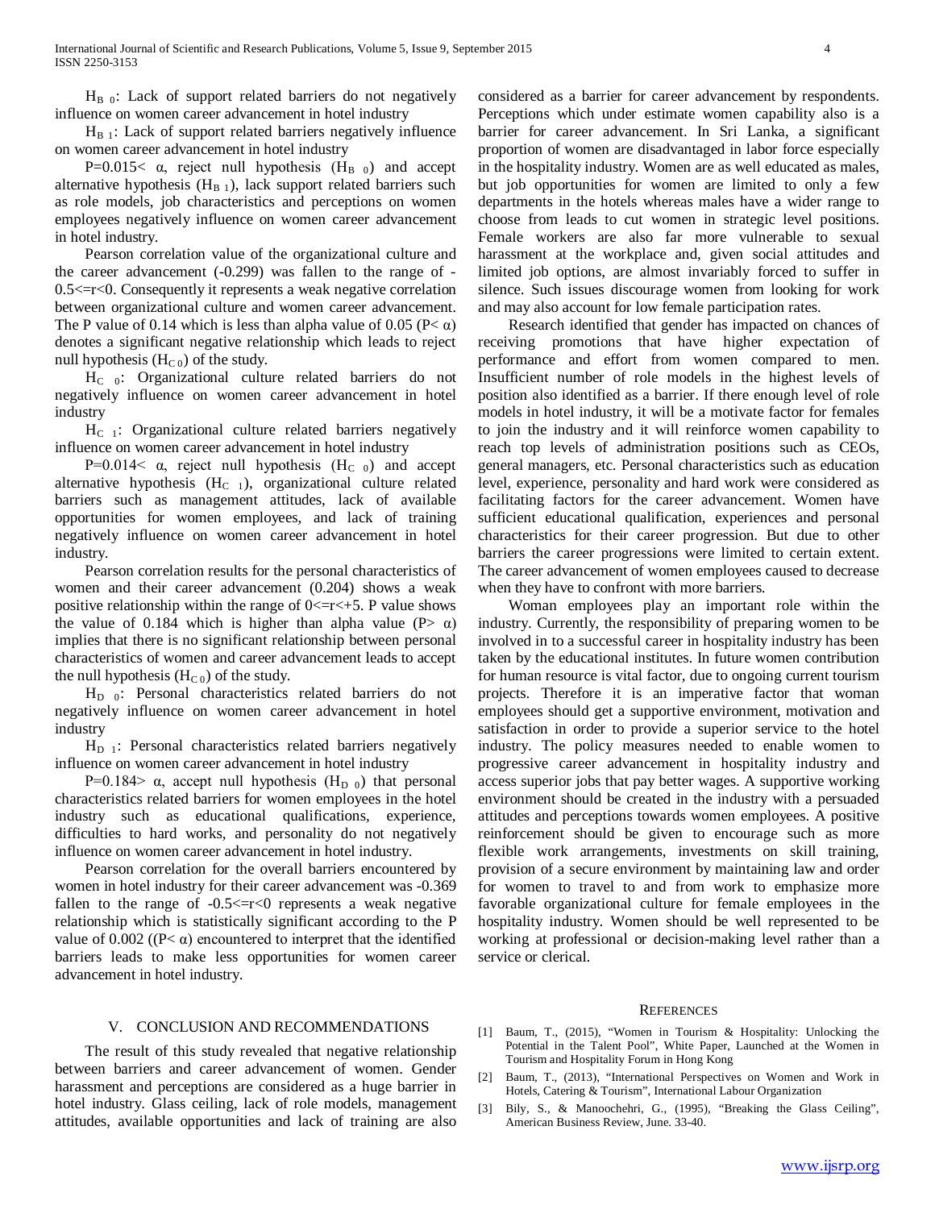$H_{B\ 0}$: Lack of support related barriers do not negatively influence on women career advancement in hotel industry

$H_{B\ 1}$: Lack of support related barriers negatively influence on women career advancement in hotel industry

P=0.015< α, reject null hypothesis ($H_{B\ 0}$) and accept alternative hypothesis ($H_{B\ 1}$), lack support related barriers such as role models, job characteristics and perceptions on women employees negatively influence on women career advancement in hotel industry.

Pearson correlation value of the organizational culture and the career advancement (-0.299) was fallen to the range of -0.5<=r<0. Consequently it represents a weak negative correlation between organizational culture and women career advancement. The P value of 0.14 which is less than alpha value of 0.05 (P< α) denotes a significant negative relationship which leads to reject null hypothesis ($H_{C\ 0}$) of the study.

$H_{C\ 0}$: Organizational culture related barriers do not negatively influence on women career advancement in hotel industry

$H_{C\ 1}$: Organizational culture related barriers negatively influence on women career advancement in hotel industry

P=0.014< α, reject null hypothesis ($H_{C\ 0}$) and accept alternative hypothesis ($H_{C\ 1}$), organizational culture related barriers such as management attitudes, lack of available opportunities for women employees, and lack of training negatively influence on women career advancement in hotel industry.

Pearson correlation results for the personal characteristics of women and their career advancement (0.204) shows a weak positive relationship within the range of 0<=r<+5. P value shows the value of 0.184 which is higher than alpha value (P> α) implies that there is no significant relationship between personal characteristics of women and career advancement leads to accept the null hypothesis ($H_{C\ 0}$) of the study.

$H_{D\ 0}$: Personal characteristics related barriers do not negatively influence on women career advancement in hotel industry

$H_{D\ 1}$: Personal characteristics related barriers negatively influence on women career advancement in hotel industry

P=0.184> α, accept null hypothesis ($H_{D\ 0}$) that personal characteristics related barriers for women employees in the hotel industry such as educational qualifications, experience, difficulties to hard works, and personality do not negatively influence on women career advancement in hotel industry.

Pearson correlation for the overall barriers encountered by women in hotel industry for their career advancement was -0.369 fallen to the range of -0.5<=r<0 represents a weak negative relationship which is statistically significant according to the P value of 0.002 ((P< α) encountered to interpret that the identified barriers leads to make less opportunities for women career advancement in hotel industry.

## V. Conclusion and Recommendations

The result of this study revealed that negative relationship between barriers and career advancement of women. Gender harassment and perceptions are considered as a huge barrier in hotel industry. Glass ceiling, lack of role models, management attitudes, available opportunities and lack of training are also considered as a barrier for career advancement by respondents. Perceptions which under estimate women capability also is a barrier for career advancement. In Sri Lanka, a significant proportion of women are disadvantaged in labor force especially in the hospitality industry. Women are as well educated as males, but job opportunities for women are limited to only a few departments in the hotels whereas males have a wider range to choose from leads to cut women in strategic level positions. Female workers are also far more vulnerable to sexual harassment at the workplace and, given social attitudes and limited job options, are almost invariably forced to suffer in silence. Such issues discourage women from looking for work and may also account for low female participation rates.

Research identified that gender has impacted on chances of receiving promotions that have higher expectation of performance and effort from women compared to men. Insufficient number of role models in the highest levels of position also identified as a barrier. If there enough level of role models in hotel industry, it will be a motivate factor for females to join the industry and it will reinforce women capability to reach top levels of administration positions such as CEOs, general managers, etc. Personal characteristics such as education level, experience, personality and hard work were considered as facilitating factors for the career advancement. Women have sufficient educational qualification, experiences and personal characteristics for their career progression. But due to other barriers the career progressions were limited to certain extent. The career advancement of women employees caused to decrease when they have to confront with more barriers.

Woman employees play an important role within the industry. Currently, the responsibility of preparing women to be involved in to a successful career in hospitality industry has been taken by the educational institutes. In future women contribution for human resource is vital factor, due to ongoing current tourism projects. Therefore it is an imperative factor that woman employees should get a supportive environment, motivation and satisfaction in order to provide a superior service to the hotel industry. The policy measures needed to enable women to progressive career advancement in hospitality industry and access superior jobs that pay better wages. A supportive working environment should be created in the industry with a persuaded attitudes and perceptions towards women employees. A positive reinforcement should be given to encourage such as more flexible work arrangements, investments on skill training, provision of a secure environment by maintaining law and order for women to travel to and from work to emphasize more favorable organizational culture for female employees in the hospitality industry. Women should be well represented to be working at professional or decision-making level rather than a service or clerical.

## References

[1] Baum, T., (2015), "Women in Tourism & Hospitality: Unlocking the Potential in the Talent Pool", White Paper, Launched at the Women in Tourism and Hospitality Forum in Hong Kong

[2] Baum, T., (2013), "International Perspectives on Women and Work in Hotels, Catering & Tourism", International Labour Organization

[3] Bily, S., & Manoochehri, G., (1995), "Breaking the Glass Ceiling", American Business Review, June. 33-40.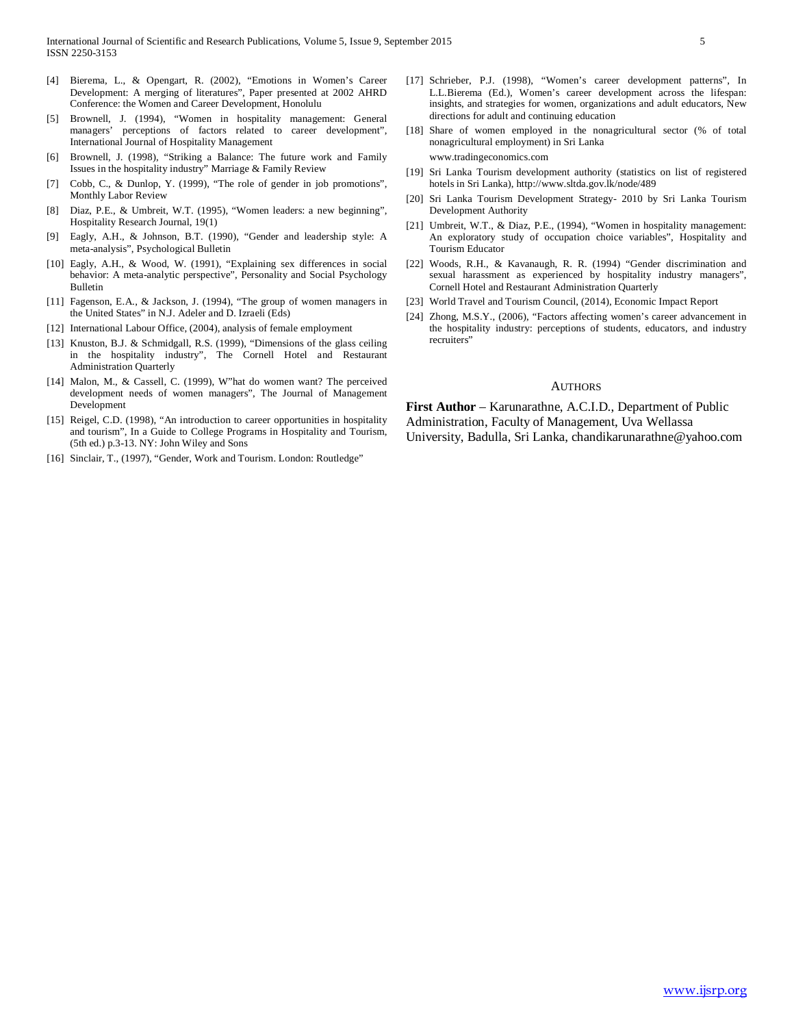[4] Bierema, L., & Opengart, R. (2002), "Emotions in Women's Career Development: A merging of literatures", Paper presented at 2002 AHRD Conference: the Women and Career Development, Honolulu

[5] Brownell, J. (1994), "Women in hospitality management: General managers' perceptions of factors related to career development", International Journal of Hospitality Management

[6] Brownell, J. (1998), "Striking a Balance: The future work and Family Issues in the hospitality industry" Marriage & Family Review

[7] Cobb, C., & Dunlop, Y. (1999), "The role of gender in job promotions", Monthly Labor Review

[8] Diaz, P.E., & Umbreit, W.T. (1995), "Women leaders: a new beginning", Hospitality Research Journal, 19(1)

[9] Eagly, A.H., & Johnson, B.T. (1990), "Gender and leadership style: A meta-analysis", Psychological Bulletin

[10] Eagly, A.H., & Wood, W. (1991), "Explaining sex differences in social behavior: A meta-analytic perspective", Personality and Social Psychology Bulletin

[11] Fagenson, E.A., & Jackson, J. (1994), "The group of women managers in the United States" in N.J. Adeler and D. Izraeli (Eds)

[12] International Labour Office, (2004), analysis of female employment

[13] Knuston, B.J. & Schmidgall, R.S. (1999), "Dimensions of the glass ceiling in the hospitality industry", The Cornell Hotel and Restaurant Administration Quarterly

[14] Malon, M., & Cassell, C. (1999), W"hat do women want? The perceived development needs of women managers", The Journal of Management Development

[15] Reigel, C.D. (1998), "An introduction to career opportunities in hospitality and tourism", In a Guide to College Programs in Hospitality and Tourism, (5th ed.) p.3-13. NY: John Wiley and Sons

[16] Sinclair, T., (1997), "Gender, Work and Tourism. London: Routledge"

[17] Schrieber, P.J. (1998), "Women's career development patterns", In L.L.Bierema (Ed.), Women's career development across the lifespan: insights, and strategies for women, organizations and adult educators, New directions for adult and continuing education

[18] Share of women employed in the nonagricultural sector (% of total nonagricultural employment) in Sri Lanka

www.tradingeconomics.com

[19] Sri Lanka Tourism development authority (statistics on list of registered hotels in Sri Lanka), http://www.sltda.gov.lk/node/489

[20] Sri Lanka Tourism Development Strategy- 2010 by Sri Lanka Tourism Development Authority

[21] Umbreit, W.T., & Diaz, P.E., (1994), "Women in hospitality management: An exploratory study of occupation choice variables", Hospitality and Tourism Educator

[22] Woods, R.H., & Kavanaugh, R. R. (1994) "Gender discrimination and sexual harassment as experienced by hospitality industry managers", Cornell Hotel and Restaurant Administration Quarterly

[23] World Travel and Tourism Council, (2014), Economic Impact Report

[24] Zhong, M.S.Y., (2006), "Factors affecting women's career advancement in the hospitality industry: perceptions of students, educators, and industry recruiters"

## Authors

**First Author** – Karunarathne, A.C.I.D., Department of Public Administration, Faculty of Management, Uva Wellassa University, Badulla, Sri Lanka, chandikarunarathne@yahoo.com